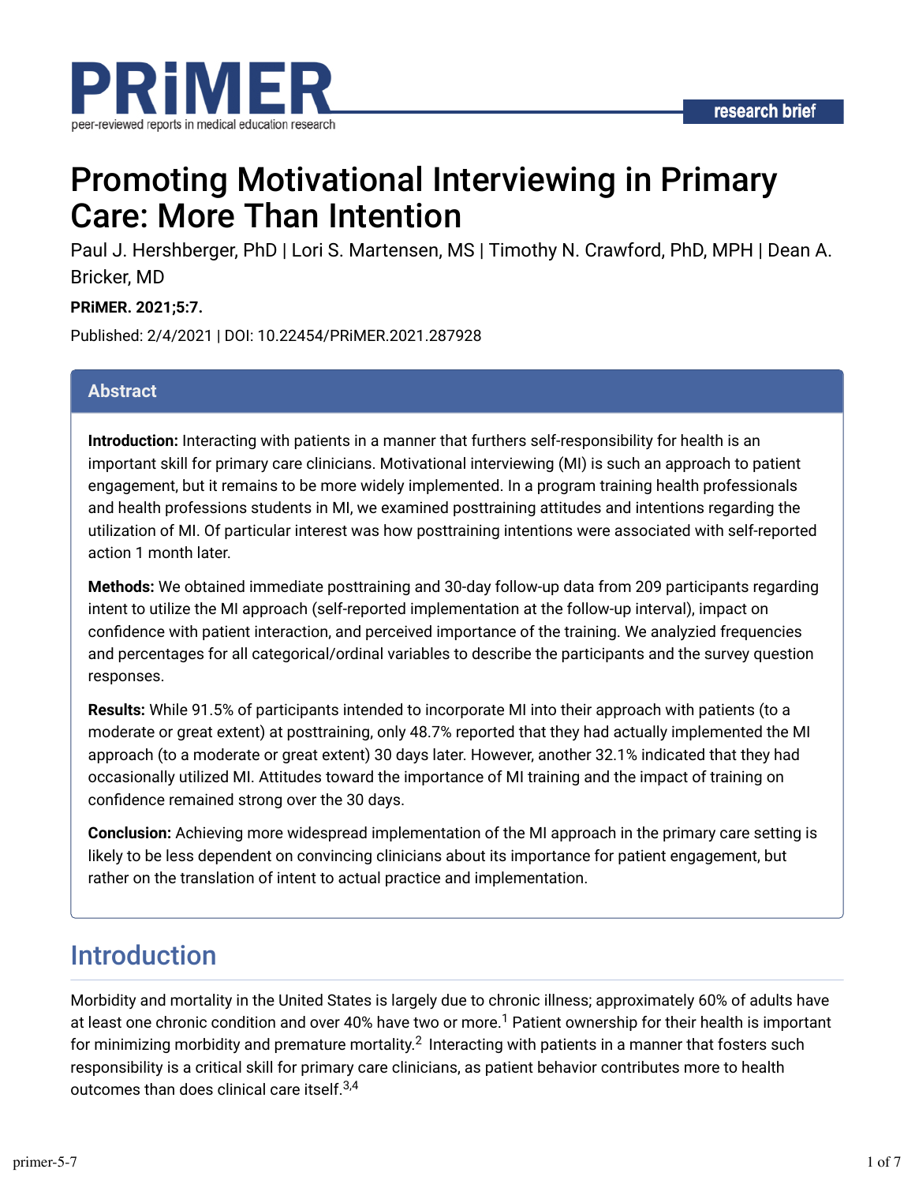PRiMER

peer-reviewed reports in medical education research

research brief

# Promoting Motivational Interviewing in Primary Care: More Than Intention

Paul J. Hershberger, PhD | Lori S. Martensen, MS | Timothy N. Crawford, PhD, MPH | Dean A. Bricker, MD

**PRiMER. 2021;5:7.**

Published: 2/4/2021 | DOI: 10.22454/PRiMER.2021.287928

## Abstract

**Introduction:** Interacting with patients in a manner that furthers self-responsibility for health is an important skill for primary care clinicians. Motivational interviewing (MI) is such an approach to patient engagement, but it remains to be more widely implemented. In a program training health professionals and health professions students in MI, we examined posttraining attitudes and intentions regarding the utilization of MI. Of particular interest was how posttraining intentions were associated with self-reported action 1 month later.

**Methods:** We obtained immediate posttraining and 30-day follow-up data from 209 participants regarding intent to utilize the MI approach (self-reported implementation at the follow-up interval), impact on confidence with patient interaction, and perceived importance of the training. We analyzied frequencies and percentages for all categorical/ordinal variables to describe the participants and the survey question responses.

**Results:** While 91.5% of participants intended to incorporate MI into their approach with patients (to a moderate or great extent) at posttraining, only 48.7% reported that they had actually implemented the MI approach (to a moderate or great extent) 30 days later. However, another 32.1% indicated that they had occasionally utilized MI. Attitudes toward the importance of MI training and the impact of training on confidence remained strong over the 30 days.

**Conclusion:** Achieving more widespread implementation of the MI approach in the primary care setting is likely to be less dependent on convincing clinicians about its importance for patient engagement, but rather on the translation of intent to actual practice and implementation.

## Introduction

Morbidity and mortality in the United States is largely due to chronic illness; approximately 60% of adults have at least one chronic condition and over 40% have two or more.[1] Patient ownership for their health is important for minimizing morbidity and premature mortality.[2] Interacting with patients in a manner that fosters such responsibility is a critical skill for primary care clinicians, as patient behavior contributes more to health outcomes than does clinical care itself.[3,4]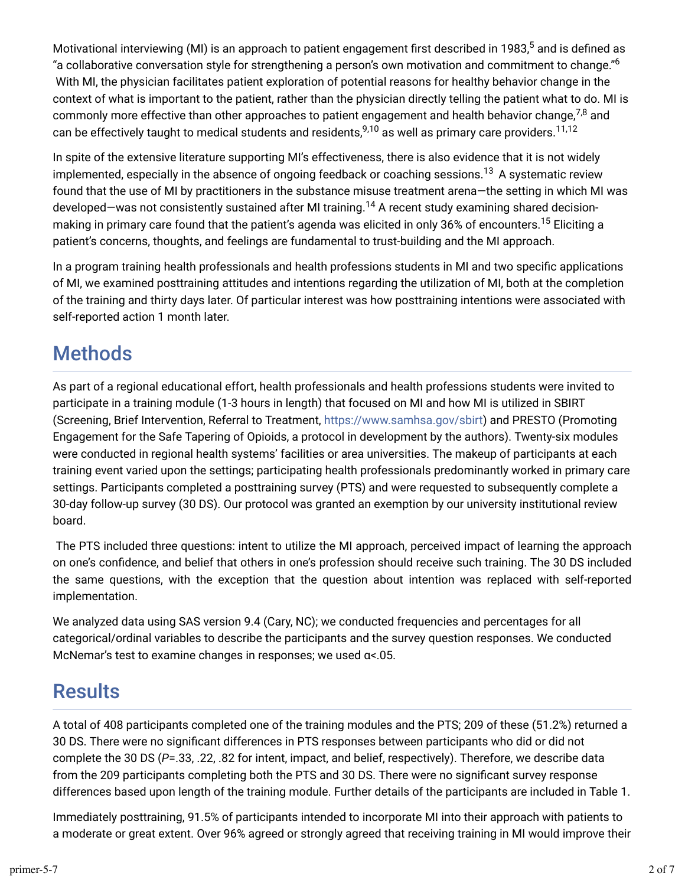Motivational interviewing (MI) is an approach to patient engagement first described in 1983,[5] and is defined as "a collaborative conversation style for strengthening a person's own motivation and commitment to change."[6] With MI, the physician facilitates patient exploration of potential reasons for healthy behavior change in the context of what is important to the patient, rather than the physician directly telling the patient what to do. MI is commonly more effective than other approaches to patient engagement and health behavior change,[7,8] and can be effectively taught to medical students and residents,[9,10] as well as primary care providers.[11,12]

In spite of the extensive literature supporting MI's effectiveness, there is also evidence that it is not widely implemented, especially in the absence of ongoing feedback or coaching sessions.[13] A systematic review found that the use of MI by practitioners in the substance misuse treatment arena—the setting in which MI was developed—was not consistently sustained after MI training.[14] A recent study examining shared decision-making in primary care found that the patient's agenda was elicited in only 36% of encounters.[15] Eliciting a patient's concerns, thoughts, and feelings are fundamental to trust-building and the MI approach.

In a program training health professionals and health professions students in MI and two specific applications of MI, we examined posttraining attitudes and intentions regarding the utilization of MI, both at the completion of the training and thirty days later. Of particular interest was how posttraining intentions were associated with self-reported action 1 month later.

## Methods

As part of a regional educational effort, health professionals and health professions students were invited to participate in a training module (1-3 hours in length) that focused on MI and how MI is utilized in SBIRT (Screening, Brief Intervention, Referral to Treatment, https://www.samhsa.gov/sbirt) and PRESTO (Promoting Engagement for the Safe Tapering of Opioids, a protocol in development by the authors). Twenty-six modules were conducted in regional health systems' facilities or area universities. The makeup of participants at each training event varied upon the settings; participating health professionals predominantly worked in primary care settings. Participants completed a posttraining survey (PTS) and were requested to subsequently complete a 30-day follow-up survey (30 DS). Our protocol was granted an exemption by our university institutional review board.

The PTS included three questions: intent to utilize the MI approach, perceived impact of learning the approach on one's confidence, and belief that others in one's profession should receive such training. The 30 DS included the same questions, with the exception that the question about intention was replaced with self-reported implementation.

We analyzed data using SAS version 9.4 (Cary, NC); we conducted frequencies and percentages for all categorical/ordinal variables to describe the participants and the survey question responses. We conducted McNemar's test to examine changes in responses; we used $\alpha<.05$.

## Results

A total of 408 participants completed one of the training modules and the PTS; 209 of these (51.2%) returned a 30 DS. There were no significant differences in PTS responses between participants who did or did not complete the 30 DS ($P$=.33, .22, .82 for intent, impact, and belief, respectively). Therefore, we describe data from the 209 participants completing both the PTS and 30 DS. There were no significant survey response differences based upon length of the training module. Further details of the participants are included in Table 1.

Immediately posttraining, 91.5% of participants intended to incorporate MI into their approach with patients to a moderate or great extent. Over 96% agreed or strongly agreed that receiving training in MI would improve their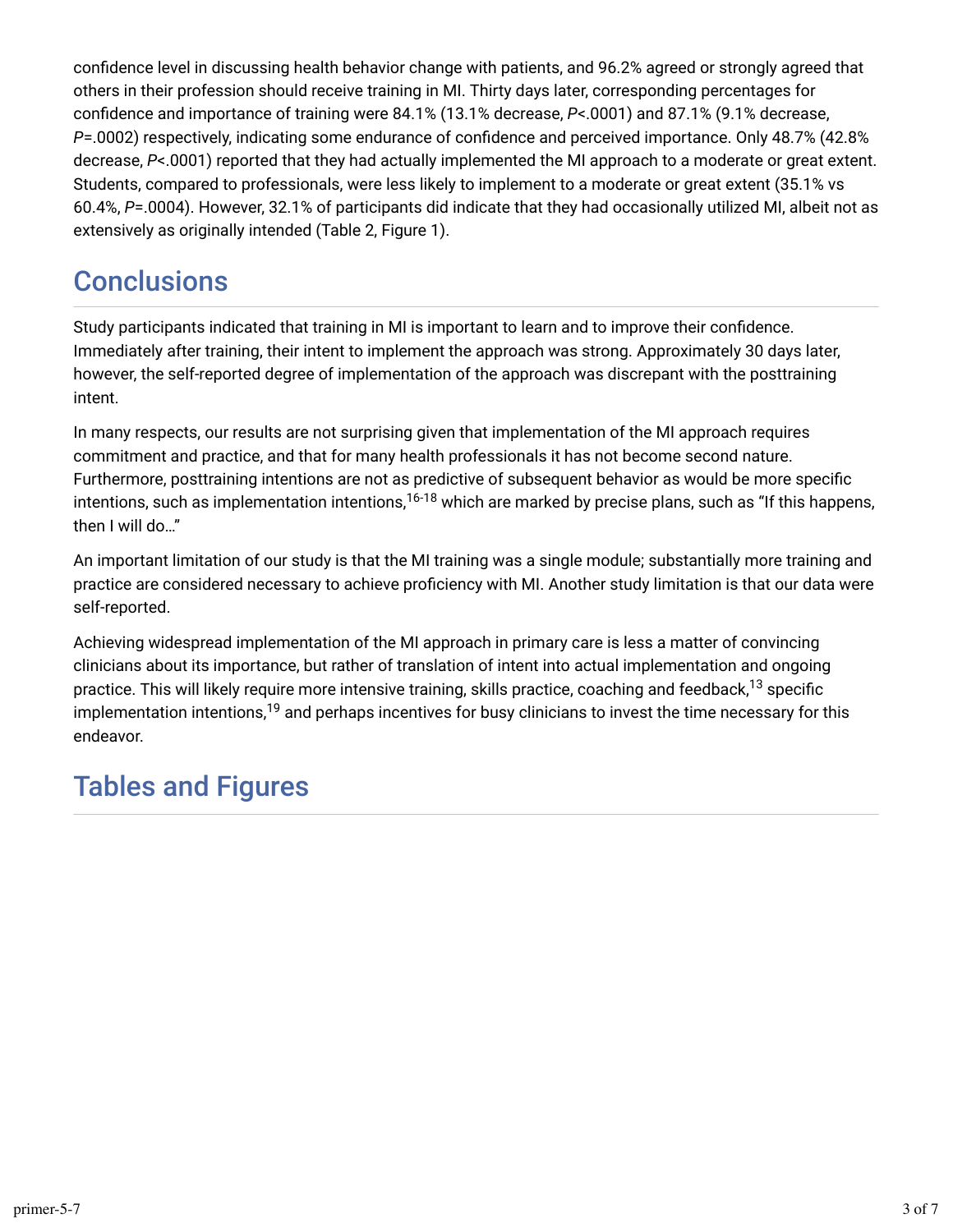confidence level in discussing health behavior change with patients, and 96.2% agreed or strongly agreed that others in their profession should receive training in MI. Thirty days later, corresponding percentages for confidence and importance of training were 84.1% (13.1% decrease, *P*<.0001) and 87.1% (9.1% decrease, *P*=.0002) respectively, indicating some endurance of confidence and perceived importance. Only 48.7% (42.8% decrease, *P*<.0001) reported that they had actually implemented the MI approach to a moderate or great extent. Students, compared to professionals, were less likely to implement to a moderate or great extent (35.1% vs 60.4%, *P*=.0004). However, 32.1% of participants did indicate that they had occasionally utilized MI, albeit not as extensively as originally intended (Table 2, Figure 1).

## Conclusions

Study participants indicated that training in MI is important to learn and to improve their confidence. Immediately after training, their intent to implement the approach was strong. Approximately 30 days later, however, the self-reported degree of implementation of the approach was discrepant with the posttraining intent.

In many respects, our results are not surprising given that implementation of the MI approach requires commitment and practice, and that for many health professionals it has not become second nature. Furthermore, posttraining intentions are not as predictive of subsequent behavior as would be more specific intentions, such as implementation intentions,[16-18] which are marked by precise plans, such as "If this happens, then I will do…"

An important limitation of our study is that the MI training was a single module; substantially more training and practice are considered necessary to achieve proficiency with MI. Another study limitation is that our data were self-reported.

Achieving widespread implementation of the MI approach in primary care is less a matter of convincing clinicians about its importance, but rather of translation of intent into actual implementation and ongoing practice. This will likely require more intensive training, skills practice, coaching and feedback,[13] specific implementation intentions,[19] and perhaps incentives for busy clinicians to invest the time necessary for this endeavor.

## Tables and Figures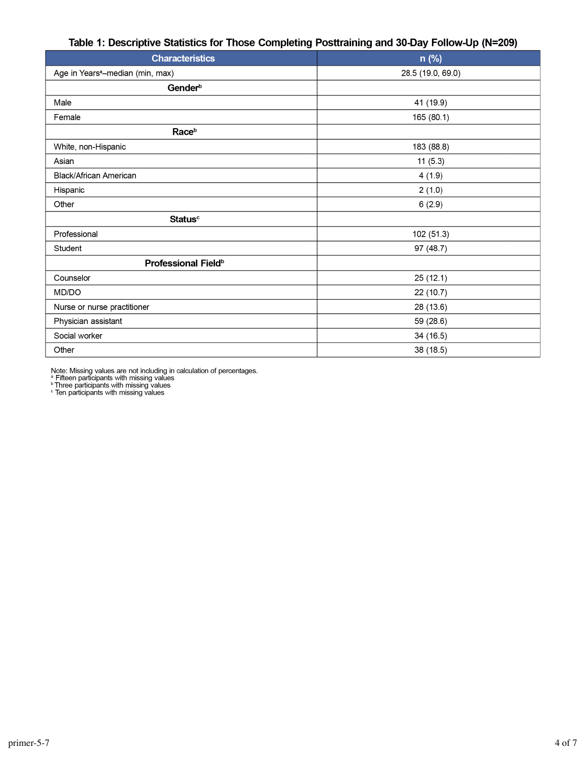**Table 1: Descriptive Statistics for Those Completing Posttraining and 30-Day Follow-Up (N=209)**

| Characteristics | n (%) |
| --- | --- |
| Age in Years[a]–median (min, max) | 28.5 (19.0, 69.0) |
| **Gender[b]** | |
| Male | 41 (19.9) |
| Female | 165 (80.1) |
| **Race[b]** | |
| White, non-Hispanic | 183 (88.8) |
| Asian | 11 (5.3) |
| Black/African American | 4 (1.9) |
| Hispanic | 2 (1.0) |
| Other | 6 (2.9) |
| **Status[c]** | |
| Professional | 102 (51.3) |
| Student | 97 (48.7) |
| **Professional Field[b]** | |
| Counselor | 25 (12.1) |
| MD/DO | 22 (10.7) |
| Nurse or nurse practitioner | 28 (13.6) |
| Physician assistant | 59 (28.6) |
| Social worker | 34 (16.5) |
| Other | 38 (18.5) |

Note: Missing values are not including in calculation of percentages.
[a] Fifteen participants with missing values
[b] Three participants with missing values
[c] Ten participants with missing values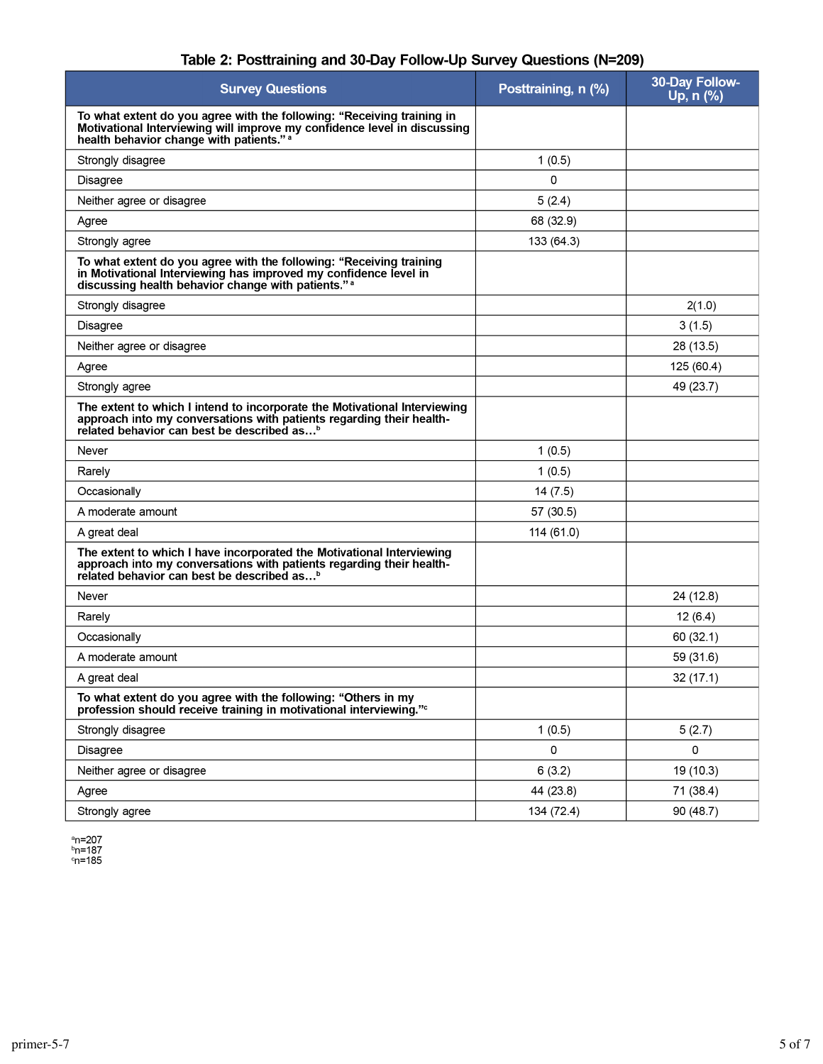**Table 2: Posttraining and 30-Day Follow-Up Survey Questions (N=209)**

| Survey Questions | Posttraining, n (%) | 30-Day Follow-Up, n (%) |
|---|---|---|
| **To what extent do you agree with the following: "Receiving training in Motivational Interviewing will improve my confidence level in discussing health behavior change with patients."** [a] | | |
| Strongly disagree | 1 (0.5) | |
| Disagree | 0 | |
| Neither agree or disagree | 5 (2.4) | |
| Agree | 68 (32.9) | |
| Strongly agree | 133 (64.3) | |
| **To what extent do you agree with the following: "Receiving training in Motivational Interviewing has improved my confidence level in discussing health behavior change with patients."** [a] | | |
| Strongly disagree | | 2(1.0) |
| Disagree | | 3 (1.5) |
| Neither agree or disagree | | 28 (13.5) |
| Agree | | 125 (60.4) |
| Strongly agree | | 49 (23.7) |
| **The extent to which I intend to incorporate the Motivational Interviewing approach into my conversations with patients regarding their health-related behavior can best be described as…** [b] | | |
| Never | 1 (0.5) | |
| Rarely | 1 (0.5) | |
| Occasionally | 14 (7.5) | |
| A moderate amount | 57 (30.5) | |
| A great deal | 114 (61.0) | |
| **The extent to which I have incorporated the Motivational Interviewing approach into my conversations with patients regarding their health-related behavior can best be described as…** [b] | | |
| Never | | 24 (12.8) |
| Rarely | | 12 (6.4) |
| Occasionally | | 60 (32.1) |
| A moderate amount | | 59 (31.6) |
| A great deal | | 32 (17.1) |
| **To what extent do you agree with the following: "Others in my profession should receive training in motivational interviewing."** [c] | | |
| Strongly disagree | 1 (0.5) | 5 (2.7) |
| Disagree | 0 | 0 |
| Neither agree or disagree | 6 (3.2) | 19 (10.3) |
| Agree | 44 (23.8) | 71 (38.4) |
| Strongly agree | 134 (72.4) | 90 (48.7) |

[a] n=207
[b] n=187
[c] n=185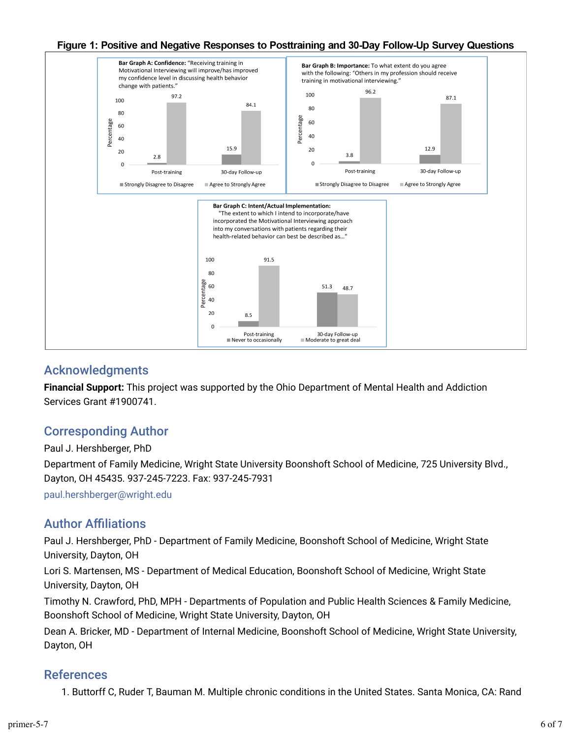**Figure 1: Positive and Negative Responses to Posttraining and 30-Day Follow-Up Survey Questions**

**Bar Graph A: Confidence:** "Receiving training in Motivational Interviewing will improve/has improved my confidence level in discussing health behavior change with patients."

| | Strongly Disagree to Disagree | Agree to Strongly Agree |
|---|---|---|
| Post-training | 2.8 | 97.2 |
| 30-day Follow-up | 15.9 | 84.1 |

**Bar Graph B: Importance:** To what extent do you agree with the following: "Others in my profession should receive training in motivational interviewing."

| | Strongly Disagree to Disagree | Agree to Strongly Agree |
|---|---|---|
| Post-training | 3.8 | 96.2 |
| 30-day Follow-up | 12.9 | 87.1 |

**Bar Graph C: Intent/Actual Implementation:** "The extent to which I intend to incorporate/have incorporated the Motivational Interviewing approach into my conversations with patients regarding their health-related behavior can best be described as…"

| | Never to occasionally | Moderate to great deal |
|---|---|---|
| Post-training | 8.5 | 91.5 |
| 30-day Follow-up | 51.3 | 48.7 |

## Acknowledgments

**Financial Support:** This project was supported by the Ohio Department of Mental Health and Addiction Services Grant #1900741.

## Corresponding Author

Paul J. Hershberger, PhD

Department of Family Medicine, Wright State University Boonshoft School of Medicine, 725 University Blvd., Dayton, OH 45435. 937-245-7223. Fax: 937-245-7931

paul.hershberger@wright.edu

## Author Affiliations

Paul J. Hershberger, PhD - Department of Family Medicine, Boonshoft School of Medicine, Wright State University, Dayton, OH

Lori S. Martensen, MS - Department of Medical Education, Boonshoft School of Medicine, Wright State University, Dayton, OH

Timothy N. Crawford, PhD, MPH - Departments of Population and Public Health Sciences & Family Medicine, Boonshoft School of Medicine, Wright State University, Dayton, OH

Dean A. Bricker, MD - Department of Internal Medicine, Boonshoft School of Medicine, Wright State University, Dayton, OH

## References

1. Buttorff C, Ruder T, Bauman M. Multiple chronic conditions in the United States. Santa Monica, CA: Rand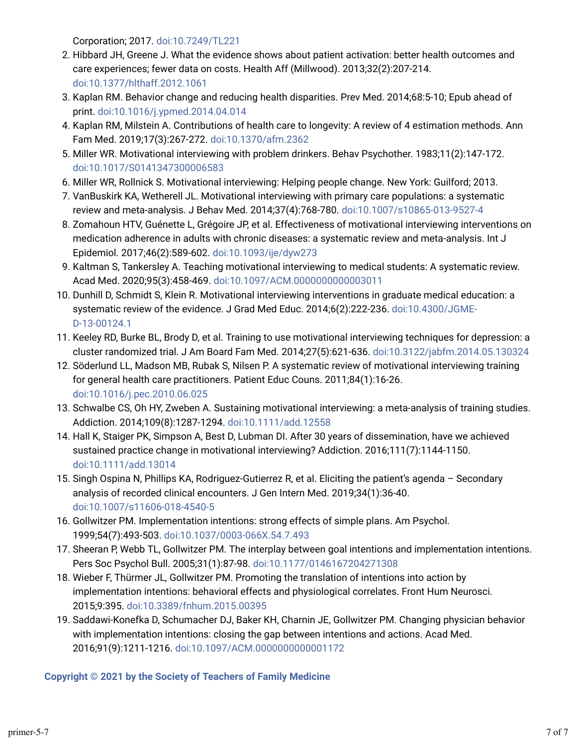Corporation; 2017. doi:10.7249/TL221

2. Hibbard JH, Greene J. What the evidence shows about patient activation: better health outcomes and care experiences; fewer data on costs. Health Aff (Millwood). 2013;32(2):207-214. doi:10.1377/hlthaff.2012.1061
3. Kaplan RM. Behavior change and reducing health disparities. Prev Med. 2014;68:5-10; Epub ahead of print. doi:10.1016/j.ypmed.2014.04.014
4. Kaplan RM, Milstein A. Contributions of health care to longevity: A review of 4 estimation methods. Ann Fam Med. 2019;17(3):267-272. doi:10.1370/afm.2362
5. Miller WR. Motivational interviewing with problem drinkers. Behav Psychother. 1983;11(2):147-172. doi:10.1017/S0141347300006583
6. Miller WR, Rollnick S. Motivational interviewing: Helping people change. New York: Guilford; 2013.
7. VanBuskirk KA, Wetherell JL. Motivational interviewing with primary care populations: a systematic review and meta-analysis. J Behav Med. 2014;37(4):768-780. doi:10.1007/s10865-013-9527-4
8. Zomahoun HTV, Guénette L, Grégoire JP, et al. Effectiveness of motivational interviewing interventions on medication adherence in adults with chronic diseases: a systematic review and meta-analysis. Int J Epidemiol. 2017;46(2):589-602. doi:10.1093/ije/dyw273
9. Kaltman S, Tankersley A. Teaching motivational interviewing to medical students: A systematic review. Acad Med. 2020;95(3):458-469. doi:10.1097/ACM.0000000000003011
10. Dunhill D, Schmidt S, Klein R. Motivational interviewing interventions in graduate medical education: a systematic review of the evidence. J Grad Med Educ. 2014;6(2):222-236. doi:10.4300/JGME-D-13-00124.1
11. Keeley RD, Burke BL, Brody D, et al. Training to use motivational interviewing techniques for depression: a cluster randomized trial. J Am Board Fam Med. 2014;27(5):621-636. doi:10.3122/jabfm.2014.05.130324
12. Söderlund LL, Madson MB, Rubak S, Nilsen P. A systematic review of motivational interviewing training for general health care practitioners. Patient Educ Couns. 2011;84(1):16-26. doi:10.1016/j.pec.2010.06.025
13. Schwalbe CS, Oh HY, Zweben A. Sustaining motivational interviewing: a meta-analysis of training studies. Addiction. 2014;109(8):1287-1294. doi:10.1111/add.12558
14. Hall K, Staiger PK, Simpson A, Best D, Lubman DI. After 30 years of dissemination, have we achieved sustained practice change in motivational interviewing? Addiction. 2016;111(7):1144-1150. doi:10.1111/add.13014
15. Singh Ospina N, Phillips KA, Rodriguez-Gutierrez R, et al. Eliciting the patient's agenda – Secondary analysis of recorded clinical encounters. J Gen Intern Med. 2019;34(1):36-40. doi:10.1007/s11606-018-4540-5
16. Gollwitzer PM. Implementation intentions: strong effects of simple plans. Am Psychol. 1999;54(7):493-503. doi:10.1037/0003-066X.54.7.493
17. Sheeran P, Webb TL, Gollwitzer PM. The interplay between goal intentions and implementation intentions. Pers Soc Psychol Bull. 2005;31(1):87-98. doi:10.1177/0146167204271308
18. Wieber F, Thürmer JL, Gollwitzer PM. Promoting the translation of intentions into action by implementation intentions: behavioral effects and physiological correlates. Front Hum Neurosci. 2015;9:395. doi:10.3389/fnhum.2015.00395
19. Saddawi-Konefka D, Schumacher DJ, Baker KH, Charnin JE, Gollwitzer PM. Changing physician behavior with implementation intentions: closing the gap between intentions and actions. Acad Med. 2016;91(9):1211-1216. doi:10.1097/ACM.0000000000001172

**Copyright © 2021 by the Society of Teachers of Family Medicine**